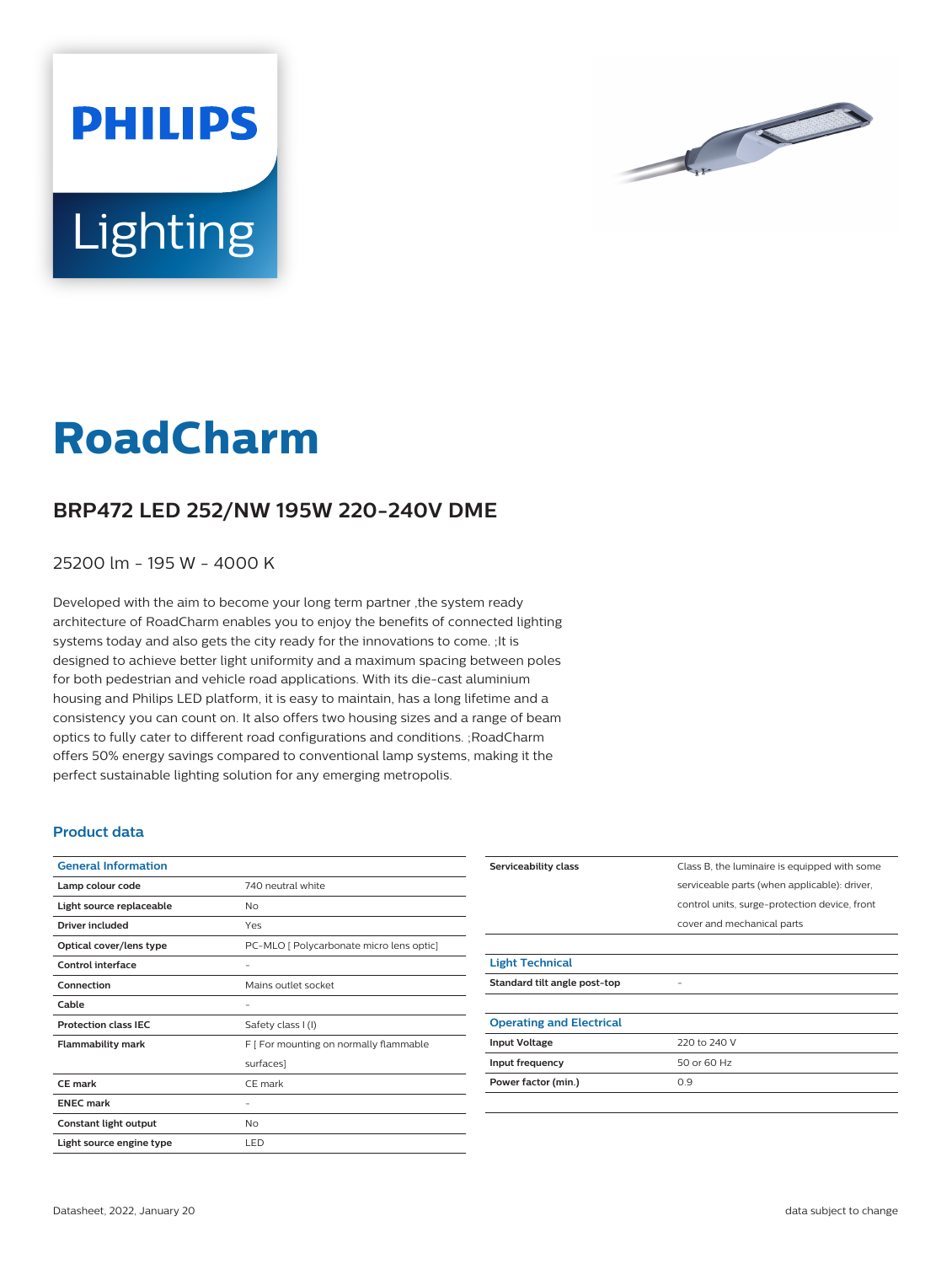PHILIPS

Lighting

# RoadCharm

## BRP472 LED 252/NW 195W 220-240V DME

25200 lm - 195 W - 4000 K

Developed with the aim to become your long term partner ,the system ready architecture of RoadCharm enables you to enjoy the benefits of connected lighting systems today and also gets the city ready for the innovations to come. ;It is designed to achieve better light uniformity and a maximum spacing between poles for both pedestrian and vehicle road applications. With its die-cast aluminium housing and Philips LED platform, it is easy to maintain, has a long lifetime and a consistency you can count on. It also offers two housing sizes and a range of beam optics to fully cater to different road configurations and conditions. ;RoadCharm offers 50% energy savings compared to conventional lamp systems, making it the perfect sustainable lighting solution for any emerging metropolis.

### Product data

| General Information | |
|---|---|
| Lamp colour code | 740 neutral white |
| Light source replaceable | No |
| Driver included | Yes |
| Optical cover/lens type | PC-MLO [ Polycarbonate micro lens optic] |
| Control interface | - |
| Connection | Mains outlet socket |
| Cable | - |
| Protection class IEC | Safety class I (I) |
| Flammability mark | F [ For mounting on normally flammable surfaces] |
| CE mark | CE mark |
| ENEC mark | - |
| Constant light output | No |
| Light source engine type | LED |
| Serviceability class | Class B, the luminaire is equipped with some serviceable parts (when applicable): driver, control units, surge-protection device, front cover and mechanical parts |

| Light Technical | |
|---|---|
| Standard tilt angle post-top | - |

| Operating and Electrical | |
|---|---|
| Input Voltage | 220 to 240 V |
| Input frequency | 50 or 60 Hz |
| Power factor (min.) | 0.9 |

Datasheet, 2022, January 20

data subject to change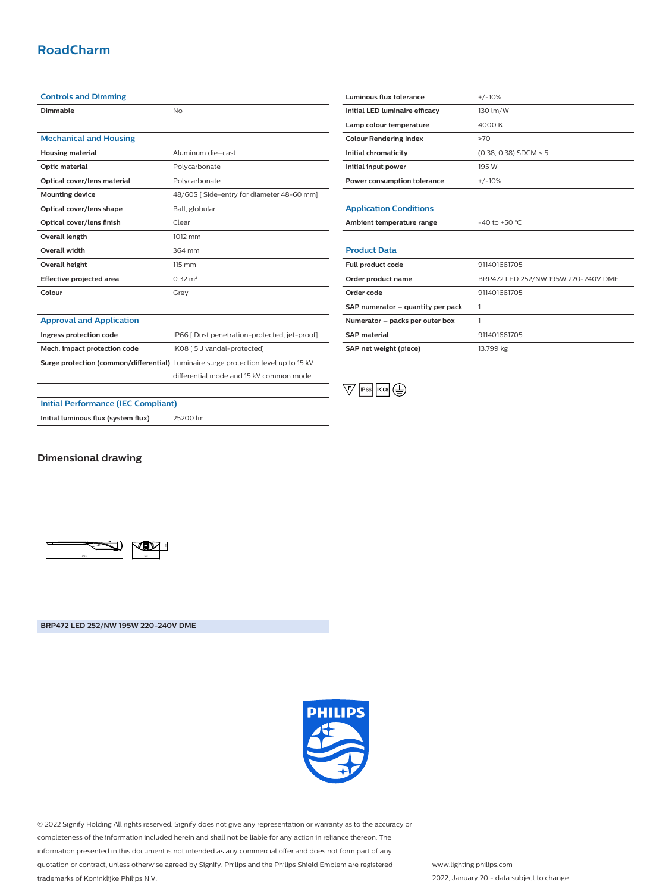## RoadCharm

| Controls and Dimming | |
|---|---|
| Dimmable | No |

| Mechanical and Housing | |
|---|---|
| Housing material | Aluminum die-cast |
| Optic material | Polycarbonate |
| Optical cover/lens material | Polycarbonate |
| Mounting device | 48/60S [ Side-entry for diameter 48-60 mm] |
| Optical cover/lens shape | Ball, globular |
| Optical cover/lens finish | Clear |
| Overall length | 1012 mm |
| Overall width | 364 mm |
| Overall height | 115 mm |
| Effective projected area | 0.32 m² |
| Colour | Grey |

| Approval and Application | |
|---|---|
| Ingress protection code | IP66 [ Dust penetration-protected, jet-proof] |
| Mech. impact protection code | IK08 [ 5 J vandal-protected] |
| Surge protection (common/differential) | Luminaire surge protection level up to 15 kV differential mode and 15 kV common mode |

| Initial Performance (IEC Compliant) | |
|---|---|
| Initial luminous flux (system flux) | 25200 lm |
| Luminous flux tolerance | +/-10% |
| Initial LED luminaire efficacy | 130 lm/W |
| Lamp colour temperature | 4000 K |
| Colour Rendering Index | >70 |
| Initial chromaticity | (0.38, 0.38) SDCM < 5 |
| Initial input power | 195 W |
| Power consumption tolerance | +/-10% |

| Application Conditions | |
|---|---|
| Ambient temperature range | -40 to +50 °C |

| Product Data | |
|---|---|
| Full product code | 911401661705 |
| Order product name | BRP472 LED 252/NW 195W 220-240V DME |
| Order code | 911401661705 |
| SAP numerator – quantity per pack | 1 |
| Numerator – packs per outer box | 1 |
| SAP material | 911401661705 |
| SAP net weight (piece) | 13.799 kg |

F IP66 IK08

### Dimensional drawing

1012

364

**BRP472 LED 252/NW 195W 220-240V DME**

PHILIPS

© 2022 Signify Holding All rights reserved. Signify does not give any representation or warranty as to the accuracy or completeness of the information included herein and shall not be liable for any action in reliance thereon. The information presented in this document is not intended as any commercial offer and does not form part of any quotation or contract, unless otherwise agreed by Signify. Philips and the Philips Shield Emblem are registered trademarks of Koninklijke Philips N.V.

www.lighting.philips.com

2022, January 20 - data subject to change